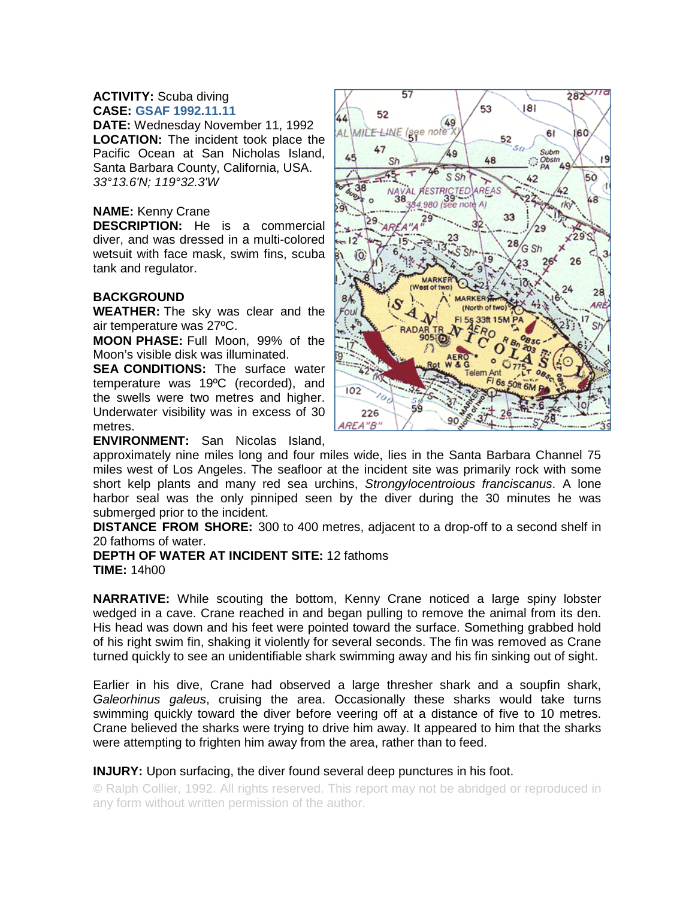**ACTIVITY:** Scuba diving
**CASE:** GSAF 1992.11.11
**DATE:** Wednesday November 11, 1992
**LOCATION:** The incident took place the Pacific Ocean at San Nicholas Island, Santa Barbara County, California, USA.
*33°13.6'N; 119°32.3'W*

**NAME:** Kenny Crane
**DESCRIPTION:** He is a commercial diver, and was dressed in a multi-colored wetsuit with face mask, swim fins, scuba tank and regulator.

**BACKGROUND**
**WEATHER:** The sky was clear and the air temperature was 27ºC.
**MOON PHASE:** Full Moon, 99% of the Moon's visible disk was illuminated.
**SEA CONDITIONS:** The surface water temperature was 19ºC (recorded), and the swells were two metres and higher. Underwater visibility was in excess of 30 metres.
**ENVIRONMENT:** San Nicolas Island, approximately nine miles long and four miles wide, lies in the Santa Barbara Channel 75 miles west of Los Angeles. The seafloor at the incident site was primarily rock with some short kelp plants and many red sea urchins, *Strongylocentroious franciscanus*. A lone harbor seal was the only pinniped seen by the diver during the 30 minutes he was submerged prior to the incident.
**DISTANCE FROM SHORE:** 300 to 400 metres, adjacent to a drop-off to a second shelf in 20 fathoms of water.
**DEPTH OF WATER AT INCIDENT SITE:** 12 fathoms
**TIME:** 14h00

**NARRATIVE:** While scouting the bottom, Kenny Crane noticed a large spiny lobster wedged in a cave. Crane reached in and began pulling to remove the animal from its den. His head was down and his feet were pointed toward the surface. Something grabbed hold of his right swim fin, shaking it violently for several seconds. The fin was removed as Crane turned quickly to see an unidentifiable shark swimming away and his fin sinking out of sight.

Earlier in his dive, Crane had observed a large thresher shark and a soupfin shark, *Galeorhinus galeus*, cruising the area. Occasionally these sharks would take turns swimming quickly toward the diver before veering off at a distance of five to 10 metres. Crane believed the sharks were trying to drive him away. It appeared to him that the sharks were attempting to frighten him away from the area, rather than to feed.

**INJURY:** Upon surfacing, the diver found several deep punctures in his foot.

© Ralph Collier, 1992. All rights reserved. This report may not be abridged or reproduced in any form without written permission of the author.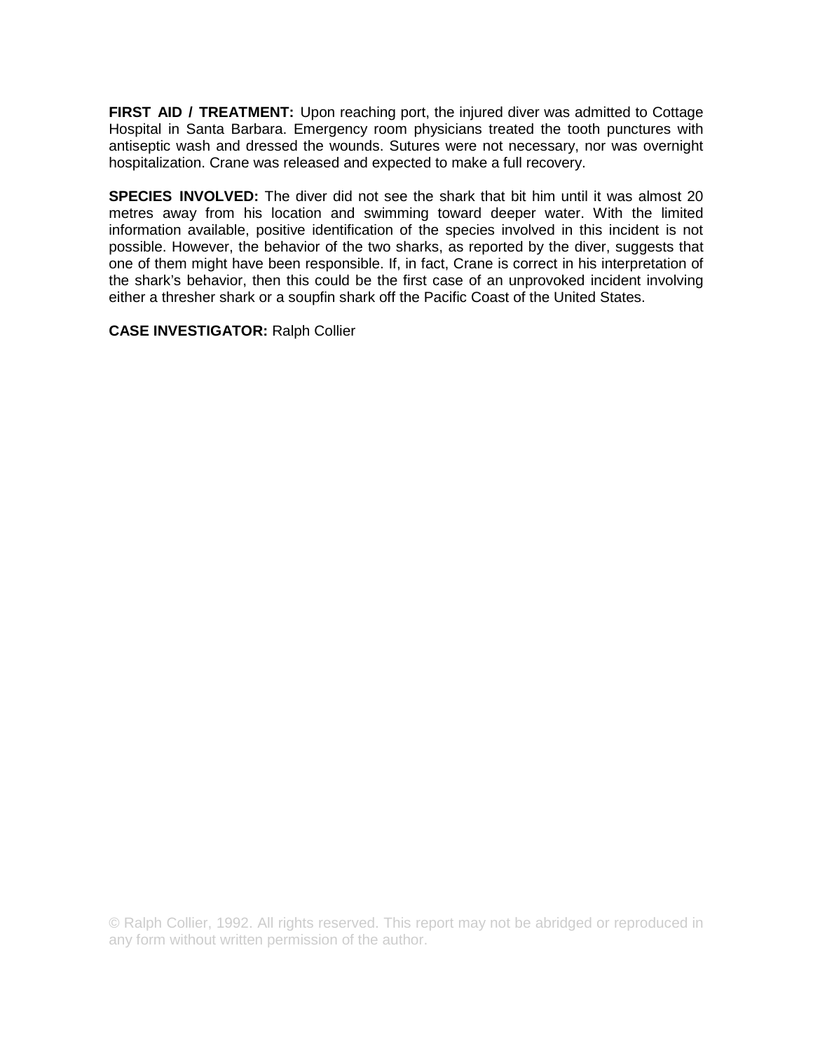**FIRST AID / TREATMENT:** Upon reaching port, the injured diver was admitted to Cottage Hospital in Santa Barbara. Emergency room physicians treated the tooth punctures with antiseptic wash and dressed the wounds. Sutures were not necessary, nor was overnight hospitalization. Crane was released and expected to make a full recovery.

**SPECIES INVOLVED:** The diver did not see the shark that bit him until it was almost 20 metres away from his location and swimming toward deeper water. With the limited information available, positive identification of the species involved in this incident is not possible. However, the behavior of the two sharks, as reported by the diver, suggests that one of them might have been responsible. If, in fact, Crane is correct in his interpretation of the shark's behavior, then this could be the first case of an unprovoked incident involving either a thresher shark or a soupfin shark off the Pacific Coast of the United States.

**CASE INVESTIGATOR:** Ralph Collier

© Ralph Collier, 1992. All rights reserved. This report may not be abridged or reproduced in any form without written permission of the author.